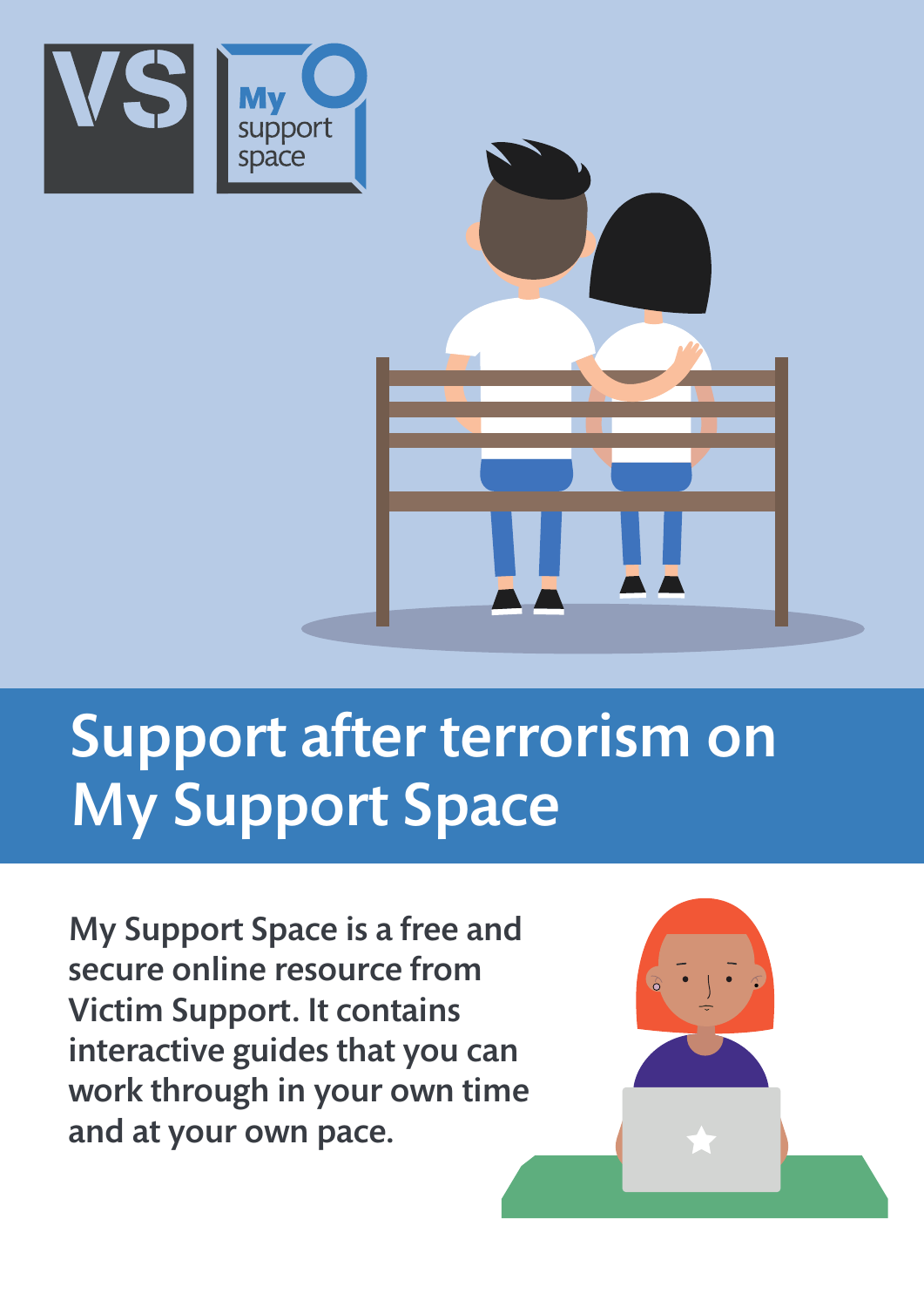# Support after terrorism on My Support Space

**My Support Space is a free and secure online resource from Victim Support. It contains interactive guides that you can work through in your own time and at your own pace.**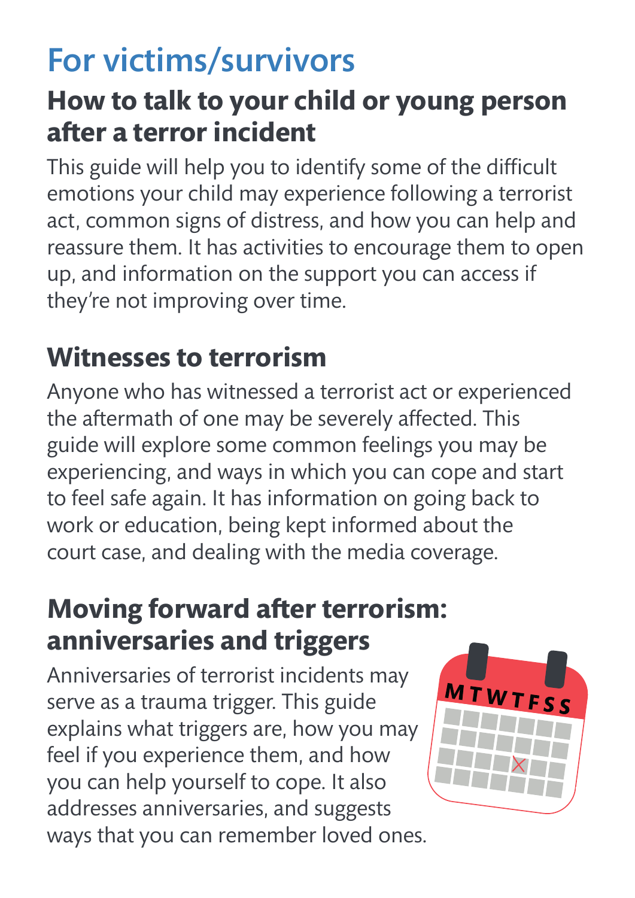# For victims/survivors

## How to talk to your child or young person after a terror incident

This guide will help you to identify some of the difficult emotions your child may experience following a terrorist act, common signs of distress, and how you can help and reassure them. It has activities to encourage them to open up, and information on the support you can access if they're not improving over time.

## Witnesses to terrorism

Anyone who has witnessed a terrorist act or experienced the aftermath of one may be severely affected. This guide will explore some common feelings you may be experiencing, and ways in which you can cope and start to feel safe again. It has information on going back to work or education, being kept informed about the court case, and dealing with the media coverage.

## Moving forward after terrorism: anniversaries and triggers

Anniversaries of terrorist incidents may serve as a trauma trigger. This guide explains what triggers are, how you may feel if you experience them, and how you can help yourself to cope. It also addresses anniversaries, and suggests ways that you can remember loved ones.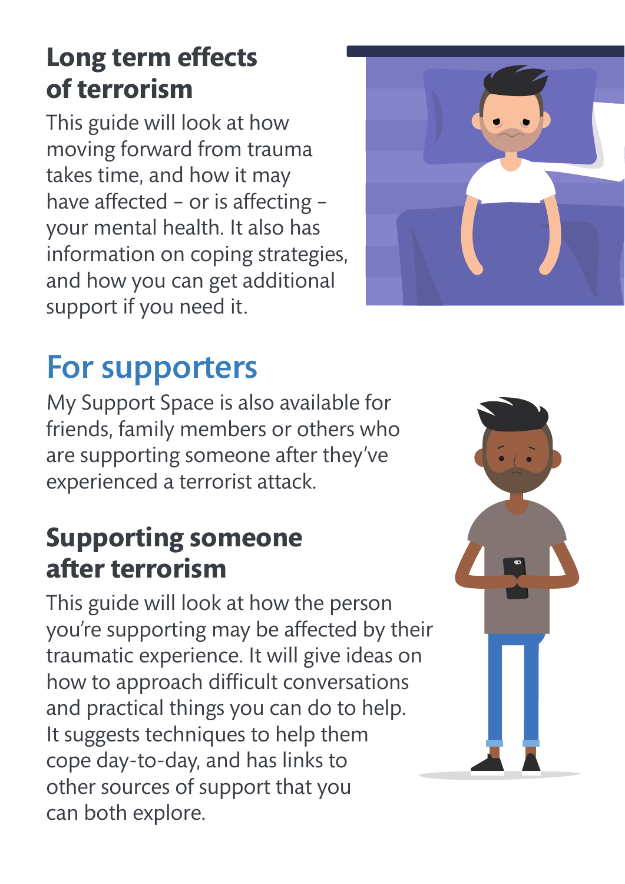### Long term effects of terrorism

This guide will look at how moving forward from trauma takes time, and how it may have affected – or is affecting – your mental health. It also has information on coping strategies, and how you can get additional support if you need it.

## For supporters

My Support Space is also available for friends, family members or others who are supporting someone after they've experienced a terrorist attack.

### Supporting someone after terrorism

This guide will look at how the person you're supporting may be affected by their traumatic experience. It will give ideas on how to approach difficult conversations and practical things you can do to help. It suggests techniques to help them cope day-to-day, and has links to other sources of support that you can both explore.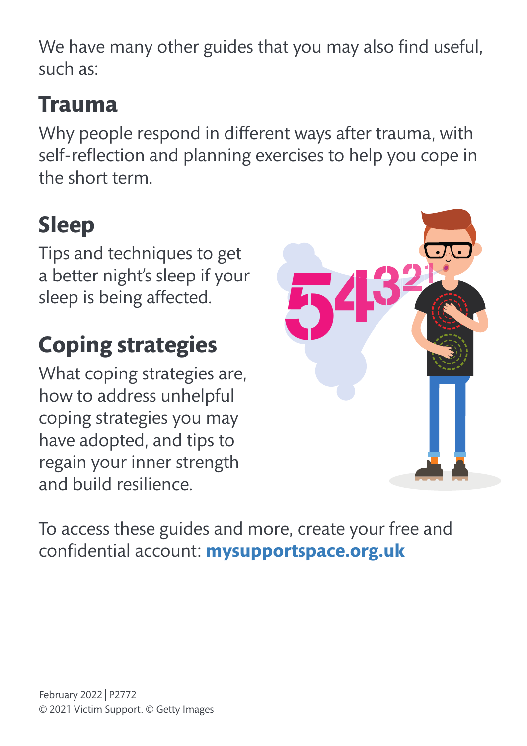We have many other guides that you may also find useful, such as:

## Trauma

Why people respond in different ways after trauma, with self-reflection and planning exercises to help you cope in the short term.

## Sleep

Tips and techniques to get a better night's sleep if your sleep is being affected.

## Coping strategies

What coping strategies are, how to address unhelpful coping strategies you may have adopted, and tips to regain your inner strength and build resilience.

To access these guides and more, create your free and confidential account: **mysupportspace.org.uk**

February 2022 | P2772
© 2021 Victim Support. © Getty Images